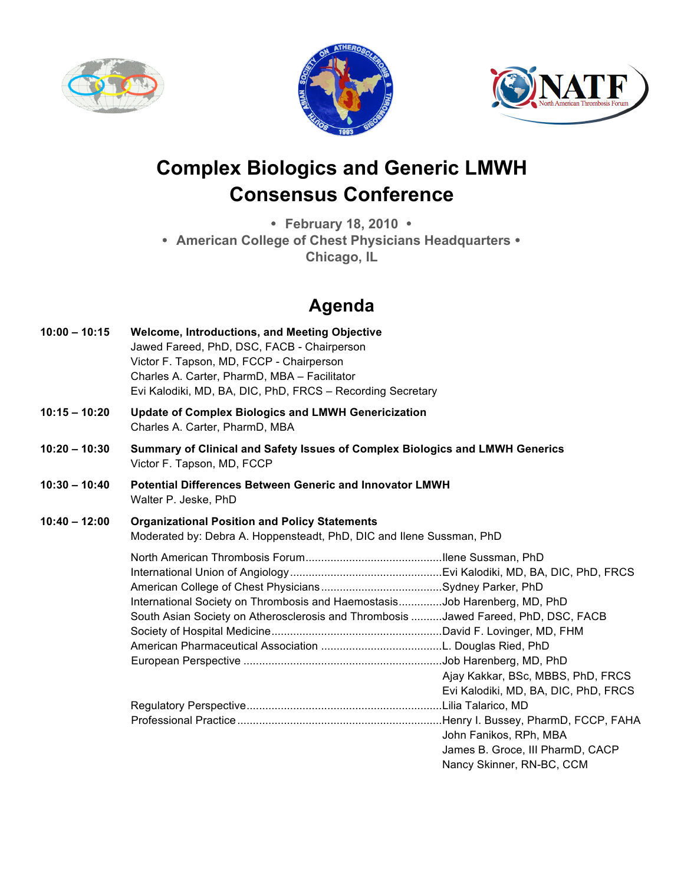# Complex Biologics and Generic LMWH Consensus Conference

**• February 18, 2010 •**
**• American College of Chest Physicians Headquarters •**
**Chicago, IL**

## Agenda

**10:00 – 10:15** **Welcome, Introductions, and Meeting Objective**
Jawed Fareed, PhD, DSC, FACB - Chairperson
Victor F. Tapson, MD, FCCP - Chairperson
Charles A. Carter, PharmD, MBA – Facilitator
Evi Kalodiki, MD, BA, DIC, PhD, FRCS – Recording Secretary

**10:15 – 10:20** **Update of Complex Biologics and LMWH Genericization**
Charles A. Carter, PharmD, MBA

**10:20 – 10:30** **Summary of Clinical and Safety Issues of Complex Biologics and LMWH Generics**
Victor F. Tapson, MD, FCCP

**10:30 – 10:40** **Potential Differences Between Generic and Innovator LMWH**
Walter P. Jeske, PhD

**10:40 – 12:00** **Organizational Position and Policy Statements**
Moderated by: Debra A. Hoppensteadt, PhD, DIC and Ilene Sussman, PhD

North American Thrombosis Forum............................................Ilene Sussman, PhD
International Union of Angiology.................................................Evi Kalodiki, MD, BA, DIC, PhD, FRCS
American College of Chest Physicians.......................................Sydney Parker, PhD
International Society on Thrombosis and Haemostasis..............Job Harenberg, MD, PhD
South Asian Society on Atherosclerosis and Thrombosis ..........Jawed Fareed, PhD, DSC, FACB
Society of Hospital Medicine......................................................David F. Lovinger, MD, FHM
American Pharmaceutical Association .......................................L. Douglas Ried, PhD
European Perspective ................................................................Job Harenberg, MD, PhD
Ajay Kakkar, BSc, MBBS, PhD, FRCS
Evi Kalodiki, MD, BA, DIC, PhD, FRCS
Regulatory Perspective...............................................................Lilia Talarico, MD
Professional Practice..................................................................Henry I. Bussey, PharmD, FCCP, FAHA
John Fanikos, RPh, MBA
James B. Groce, III PharmD, CACP
Nancy Skinner, RN-BC, CCM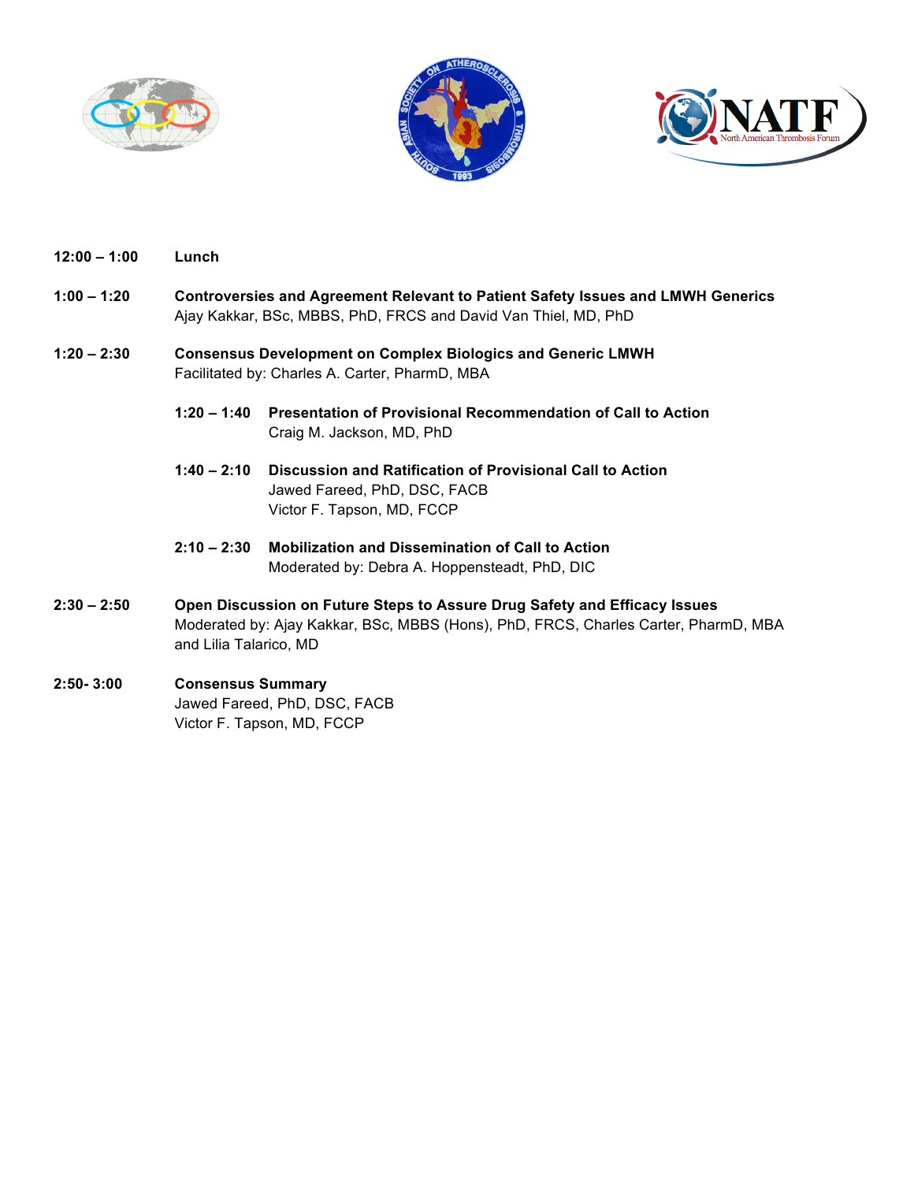**12:00 – 1:00** **Lunch**

**1:00 – 1:20** **Controversies and Agreement Relevant to Patient Safety Issues and LMWH Generics**
Ajay Kakkar, BSc, MBBS, PhD, FRCS and David Van Thiel, MD, PhD

**1:20 – 2:30** **Consensus Development on Complex Biologics and Generic LMWH**
Facilitated by: Charles A. Carter, PharmD, MBA

- **1:20 – 1:40** **Presentation of Provisional Recommendation of Call to Action**
  Craig M. Jackson, MD, PhD

- **1:40 – 2:10** **Discussion and Ratification of Provisional Call to Action**
  Jawed Fareed, PhD, DSC, FACB
  Victor F. Tapson, MD, FCCP

- **2:10 – 2:30** **Mobilization and Dissemination of Call to Action**
  Moderated by: Debra A. Hoppensteadt, PhD, DIC

**2:30 – 2:50** **Open Discussion on Future Steps to Assure Drug Safety and Efficacy Issues**
Moderated by: Ajay Kakkar, BSc, MBBS (Hons), PhD, FRCS, Charles Carter, PharmD, MBA and Lilia Talarico, MD

**2:50- 3:00** **Consensus Summary**
Jawed Fareed, PhD, DSC, FACB
Victor F. Tapson, MD, FCCP